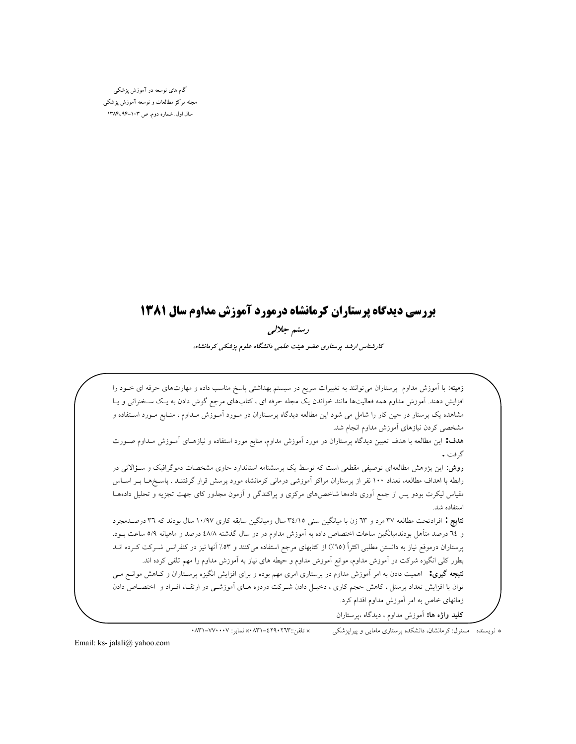# بررسی دیدگاه پرستاران کرمانشاه درمورد آموزش مداوم سال ۱۳۸۱

***رستم جلالی***

***کارشناس ارشد پرستاری عضو هیئت علمی دانشگاه علوم پزشکی کرمانشاه،***

**زمینه:** با آموزش مداوم پرستاران می‌توانند به تغییرات سریع در سیستم بهداشتی پاسخ مناسب داده و مهارت‌های حرفه ای خـود را افزایش دهند. آموزش مداوم همه فعالیت‌ها مانند خواندن یک مجله حرفه ای ، کتاب‌های مرجع گوش دادن به یـک سـخنرانی و یـا مشاهده یک پرستار در حین کار را شامل می شود این مطالعه دیدگاه پرسـتاران در مـورد آمـوزش مـداوم ، منـابع مـورد اسـتفاده و مشخصی کردن نیازهای آموزش مداوم انجام شد.

**هدف:** این مطالعه با هدف تعیین دیدگاه پرستاران در مورد آموزش مداوم، منابع مورد استفاده و نیازهـای آمـوزش مـداوم صـورت گرفت .

**روش:** این پژوهش مطالعه‌ای توصیفی مقطعی است که توسط یک پرسشنامه استاندارد حاوی مشخصات دموگرافیک و سـؤالاتی در رابطه با اهداف مطالعه، تعداد ۱۰۰ نفر از پرستاران مراکز آموزشی درمانی کرمانشاه مورد پرسش قرار گرفتنـد . پاسـخ‌هـا بـر اسـاس مقیاس لیکرت بودو پس از جمع آوری داده‌ها شاخص‌های مرکزی و پراکندگی و آزمون مجذور کای جهت تجزیه و تحلیل داده‌هـا استفاده شد.

**نتایج :** افرادتحت مطالعه ۳۷ مرد و ۶۳ زن با میانگین سنی ۳۴/۱۵ سال ومیانگین سابقه کاری ۱۰/۹۷ سال بودند که ۳۶ درصـدمجرد و ۶۴ درصد متأهل بودندمیانگین ساعات اختصاص داده به آموزش مداوم در دو سال گذشته ۴۸/۸ درصد و ماهیانه ۵/۹ ساعت بـود. پرستاران درموقع نیاز به دانستن مطلبی اکثراً (۶۵٪) از کتابهای مرجع استفاده می‌کنند و ۵۳٪ آنها نیز در کنفرانس شـرکت کـرده انـد بطور کلی انگیزه شرکت در آموزش مداوم، موانع آموزش مداوم و حیطه های نیاز به آموزش مداوم را مهم تلقی کرده اند.

**نتیجه گیری:** اهمیت دادن به امر آموزش مداوم در پرستاری امری مهم بوده و برای افزایش انگیزه پرسـتاران و کـاهش موانـع مـی توان با افزایش تعداد پرسنل ، کاهش حجم کاری ، دخیـل دادن شـرکت دردوه هـای آموزشـی در ارتقـاء افـراد و اختصـاص دادن زمانهای خاص به امر آموزش مداوم اقدام کرد.

**کلید واژه ها:** آموزش مداوم ، دیدگاه ،پرستاران

* نویسنده مسئول: کرمانشان، دانشکده پرستاری مامایی و پیراپزشکی × تلفن::۴۲۹۰۲۶۳-۰۸۳۱× نمابر: ۷۷۰۰۰۷-۰۸۳۱

Email: ks- jalali@ yahoo.com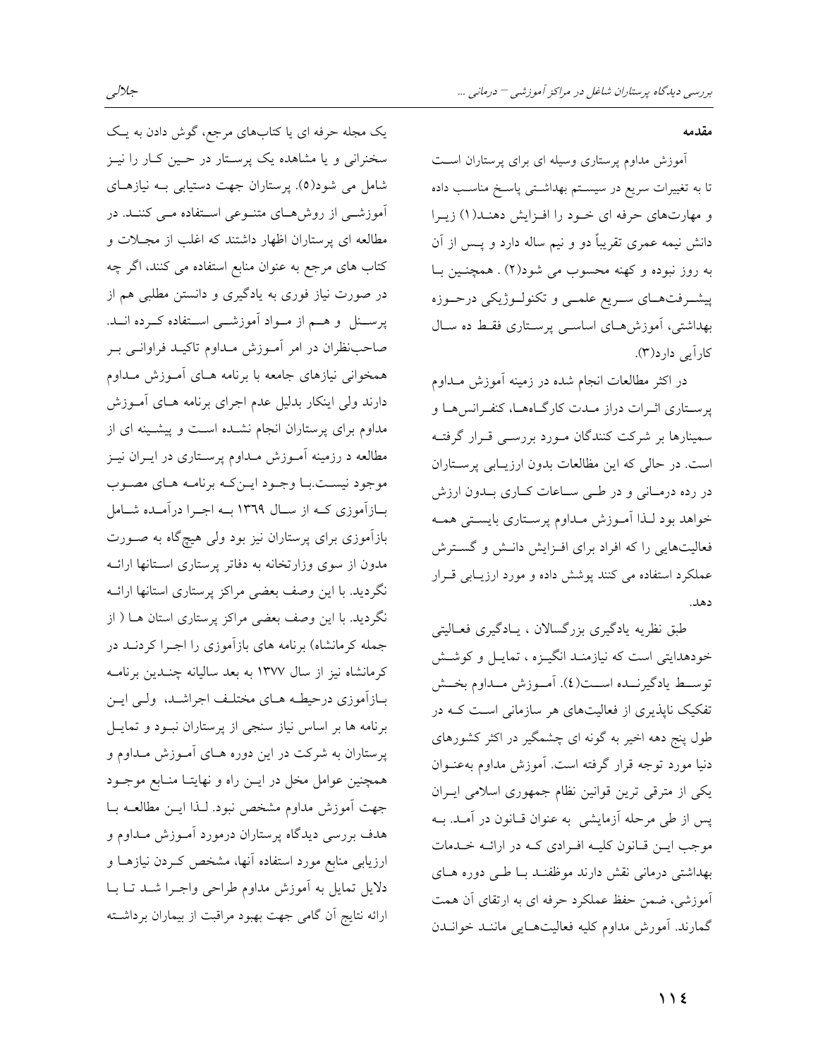## مقدمه

آموزش مداوم پرستاری وسیله ای برای پرستاران است تا به تغییرات سریع در سیستم بهداشتی پاسخ مناسب داده و مهارت‌های حرفه ای خود را افزایش دهند(۱) زیرا دانش نیمه عمری تقریباً دو و نیم ساله دارد و پس از آن به روز نبوده و کهنه محسوب می شود(۲) . همچنین با پیشرفت‌های سریع علمی و تکنولوژیکی درحوزه بهداشتی، آموزش‌های اساسی پرستاری فقط ده سال کارآیی دارد(۳).

در اکثر مطالعات انجام شده در زمینه آموزش مداوم پرستاری اثرات دراز مدت کارگاه‌ها، کنفرانس‌ها و سمینارها بر شرکت کنندگان مورد بررسی قرار گرفته است. در حالی که این مطالعات بدون ارزیابی پرستاران در رده درمانی و در طی ساعات کاری بدون ارزش خواهد بود لذا آموزش مداوم پرستاری بایستی همه فعالیت‌هایی را که افراد برای افزایش دانش و گسترش عملکرد استفاده می کنند پوشش داده و مورد ارزیابی قرار دهد.

طبق نظریه یادگیری بزرگسالان ، یادگیری فعالیتی خودهدایتی است که نیازمند انگیزه ، تمایل و کوشش توسط یادگیرنده است(٤). آموزش مداوم بخش تفکیک ناپذیری از فعالیت‌های هر سازمانی است که در طول پنج دهه اخیر به گونه ای چشمگیر در اکثر کشورهای دنیا مورد توجه قرار گرفته است. آموزش مداوم به‌عنوان یکی از مترقی ترین قوانین نظام جمهوری اسلامی ایران پس از طی مرحله آزمایشی به عنوان قانون در آمد. به موجب این قانون کلیه افرادی که در ارائه خدمات بهداشتی درمانی نقش دارند موظفند با طی دوره های آموزشی، ضمن حفظ عملکرد حرفه ای به ارتقای آن همت گمارند. آمورش مداوم کلیه فعالیت‌هایی مانند خواندن یک مجله حرفه ای یا کتاب‌های مرجع، گوش دادن به یک سخنرانی و یا مشاهده یک پرستار در حین کار را نیز شامل می شود(٥). پرستاران جهت دستیابی به نیازهای آموزشی از روش‌های متنوعی استفاده می کنند. در مطالعه ای پرستاران اظهار داشتند که اغلب از مجلات و کتاب های مرجع به عنوان منابع استفاده می کنند، اگر چه در صورت نیاز فوری به یادگیری و دانستن مطلبی هم از پرسنل و هم از مواد آموزشی استفاده کرده اند. صاحب‌نظران در امر آموزش مداوم تاکید فراوانی بر همخوانی نیازهای جامعه با برنامه های آموزش مداوم دارند ولی اینکار بدلیل عدم اجرای برنامه های آموزش مداوم برای پرستاران انجام نشده است و پیشینه ای از مطالعه د رزمینه آموزش مداوم پرستاری در ایران نیز موجود نیست.با وجود این‌که برنامه های مصوب بازآموزی که از سال ۱۳٦۹ به اجرا درآمده شامل بازآموزی برای پرستاران نیز بود ولی هیچ‌گاه به صورت مدون از سوی وزارتخانه به دفاتر پرستاری استانها ارائه نگردید. با این وصف بعضی مراکز پرستاری استانها ارائه نگردید. با این وصف بعضی مراکز پرستاری استان ها ( از جمله کرمانشاه) برنامه های بازآموزی را اجرا کردند در کرمانشاه نیز از سال ۱۳۷۷ به بعد سالیانه چندین برنامه بازآموزی درحیطه های مختلف اجراشد، ولی این برنامه ها بر اساس نیاز سنجی از پرستاران نبود و تمایل پرستاران به شرکت در این دوره های آموزش مداوم و همچنین عوامل مخل در این راه و نهایتا منابع موجود جهت آموزش مداوم مشخص نبود. لذا این مطالعه با هدف بررسی دیدگاه پرستاران درمورد آموزش مداوم و ارزیابی منابع مورد استفاده آنها، مشخص کردن نیازها و دلایل تمایل به آموزش مداوم طراحی واجرا شد تا با ارائه نتایج آن گامی جهت بهبود مراقبت از بیماران برداشته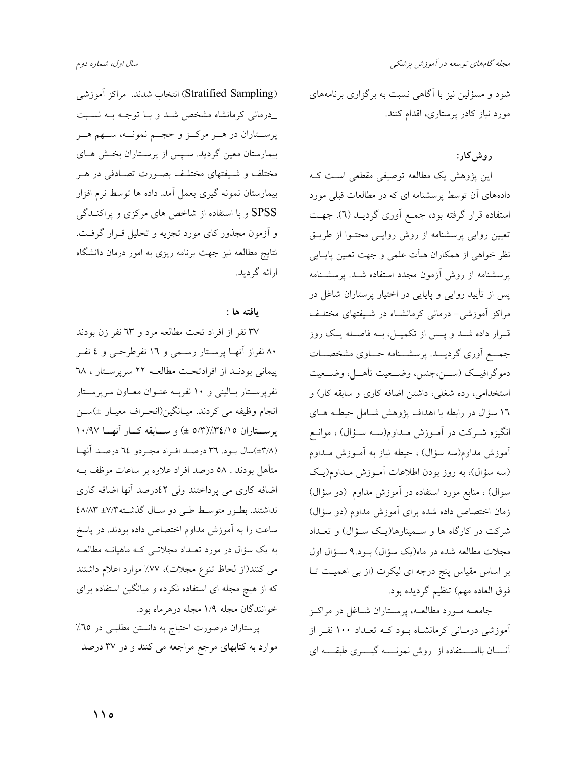شود و مسؤلین نیز با آگاهی نسبت به برگزاری برنامه‌های مورد نیاز کادر پرستاری، اقدام کنند.

## روش کار:

این پژوهش یک مطالعه توصیفی مقطعی است که داده‌های آن توسط پرسشنامه ای که در مطالعات قبلی مورد استفاده قرار گرفته بود، جمع آوری گردید (۶). جهت تعیین روایی پرسشنامه از روش روایی محتوا از طریق نظر خواهی از همکاران هیأت علمی و جهت تعیین پایایی پرسشنامه از روش آزمون مجدد استفاده شد. پرسشنامه پس از تأیید روایی و پایایی در اختیار پرستاران شاغل در مراکز آموزشی- درمانی کرمانشاه در شیفتهای مختلف قرار داده شد و پس از تکمیل، به فاصله یک روز جمع آوری گردید. پرسشنامه حاوی مشخصات دموگرافیک (سن،جنس، وضعیت تأهل، وضعیت استخدامی، رده شغلی، داشتن اضافه کاری و سابقه کار) و ۱۶ سؤال در رابطه با اهداف پژوهش شامل حیطه های انگیزه شرکت در آموزش مداوم(سه سؤال) ، موانع آموزش مداوم(سه سؤال) ، حیطه نیاز به آموزش مداوم (سه سؤال)، به روز بودن اطلاعات آموزش مداوم(یک سوال) ، منابع مورد استفاده در آموزش مداوم (دو سؤال) زمان اختصاص داده شده برای آموزش مداوم (دو سؤال) شرکت در کارگاه ها و سمینارها(یک سؤال) و تعداد مجلات مطالعه شده در ماه(یک سؤال) بود.۹ سؤال اول بر اساس مقیاس پنج درجه ای لیکرت (از بی اهمیت تا فوق العاده مهم) تنظیم گردیده بود.

جامعه مورد مطالعه، پرستاران شاغل در مراکز آموزشی درمانی کرمانشاه بود که تعداد ۱۰۰ نفر از آنان بااستفاده از روش نمونه گیری طبقه ای (Stratified Sampling) انتخاب شدند. مراکز آموزشی _درمانی کرمانشاه مشخص شد و با توجه به نسبت پرستاران در هر مرکز و حجم نمونه، سهم هر بیمارستان معین گردید. سپس از پرستاران بخش های مختلف و شیفتهای مختلف بصورت تصادفی در هر بیمارستان نمونه گیری بعمل آمد. داده ها توسط نرم افزار SPSS و با استفاده از شاخص های مرکزی و پراکندگی و آزمون مجذور کای مورد تجزیه و تحلیل قرار گرفت. نتایج مطالعه نیز جهت برنامه ریزی به امور درمان دانشگاه ارائه گردید.

## یافته ها :

۳۷ نفر از افراد تحت مطالعه مرد و ۶۳ نفر زن بودند ۸۰ نفراز آنها پرستار رسمی و ۱۶ نفرطرحی و ٤ نفر پیمانی بودند از افرادتحت مطالعه ۲۲ سرپرستار ، ۶۸ نفرپرستار بالینی و ۱۰ نفربه عنوان معاون سرپرستار انجام وظیفه می کردند. میانگین(انحراف معیار ±)سن پرستاران ۳٤/۱۵٪(۵/۳ ±) و سابقه کار آنها ۱۰/۹۷ (۳/۸±)سال بود. ۳۶ درصد افراد مجردو ٦٤ درصد آنها متأهل بودند . ۵۸ درصد افراد علاوه بر ساعات موظف به اضافه کاری می پرداختند ولی ٤۲درصد آنها اضافه کاری نداشتند. بطور متوسط طی دو سال گذشته۷/۳± ٤۸/۸۳ ساعت را به آموزش مداوم اختصاص داده بودند. در پاسخ به یک سؤال در مورد تعداد مجلاتی که ماهیانه مطالعه می کنند(از لحاظ تنوع مجلات)، ۷۷٪ موارد اعلام داشتند که از هیچ مجله ای استفاده نکرده و میانگین استفاده برای خوانندگان مجله ۱/۹ مجله درهرماه بود.

پرستاران درصورت احتیاج به دانستن مطلبی در ۶۵٪ موارد به کتابهای مرجع مراجعه می کنند و در ۳۷ درصد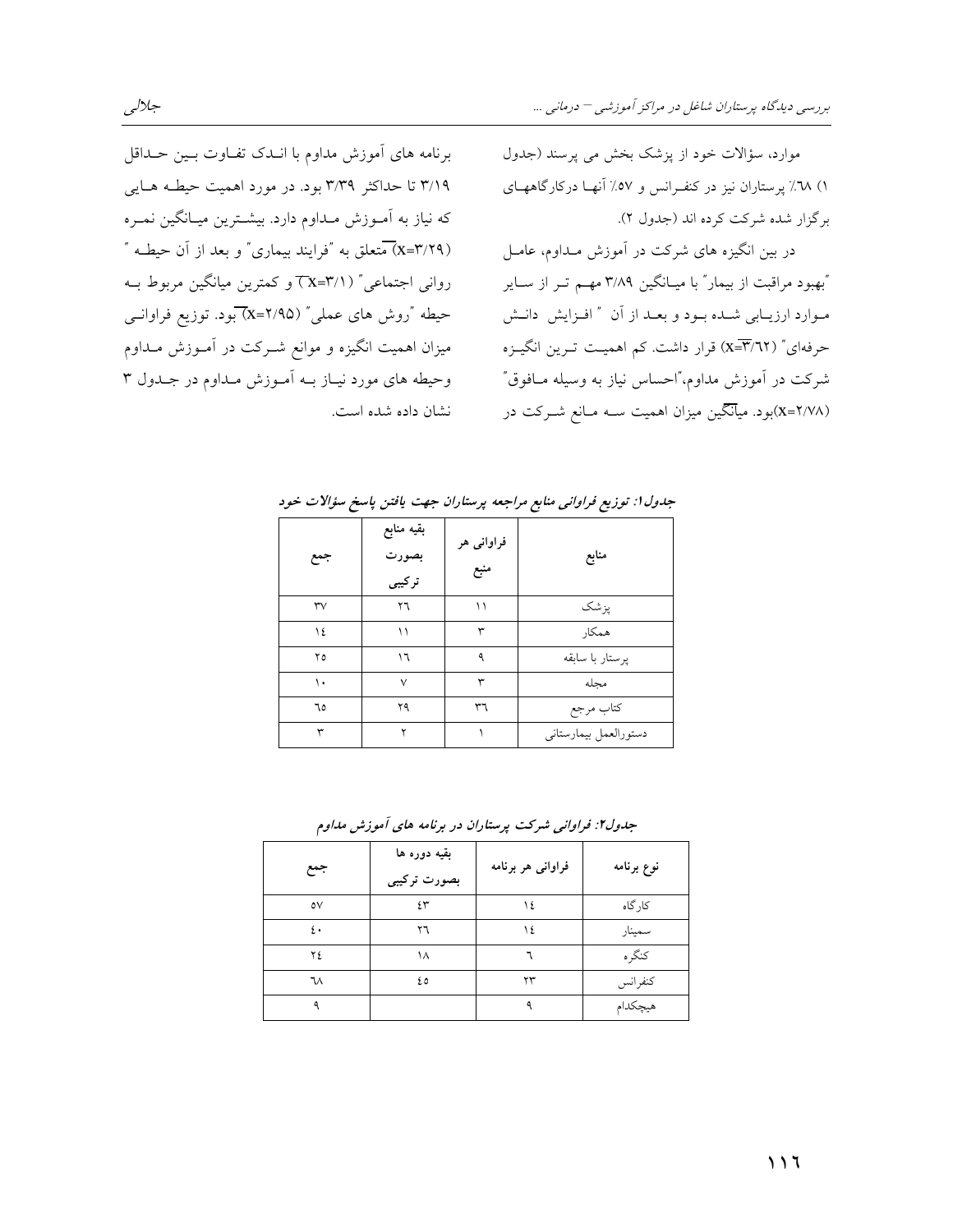موارد، سؤالات خود از پزشک بخش می پرسند (جدول ۱) ٦٨٪ پرستاران نیز در کنفـرانس و ٥٧٪ آنهـا درکارگاههـای برگزار شده شرکت کرده اند (جدول ۲).

در بین انگیزه های شرکت در آموزش مـداوم، عامـل "بهبود مراقبت از بیمار" با میـانگین ۳/۸۹ مهـم تـر از سـایر مـوارد ارزیـابی شـده بـود و بعـد از آن " افـزایش دانـش حرفه‌ای" ($\overline{X}$=۳/٦۲) قرار داشت. کم اهمیـت تـرین انگیـزه شرکت در آموزش مداوم،"احساس نیاز به وسیله مـافوق" ($\overline{X}$=۲/۷۸)بود. میانگین میزان اهمیت سـه مـانع شـرکت در برنامه های آموزش مداوم با انـدک تفـاوت بـین حـداقل ۳/۱۹ تا حداکثر ۳/۳۹ بود. در مورد اهمیت حیطـه هـایی که نیاز به آمـوزش مـداوم دارد. بیشـترین میـانگین نمـره ($\overline{X}$=۳/۲۹) متعلق به "فرایند بیماری" و بعد از آن حیطـه " روانی اجتماعی" ($\overline{X}$=۳/۱) و کمترین میانگین مربوط بـه حیطه "روش های عملی" ($\overline{X}$=۲/۹۵) بود. توزیع فراوانـی میزان اهمیت انگیزه و موانع شـرکت در آمـوزش مـداوم وحیطه های مورد نیـاز بـه آمـوزش مـداوم در جـدول ۳ نشان داده شده است.

***جدول۱: توزیع فراوانی منابع مراجعه پرستاران جهت یافتن پاسخ سؤالات خود***

| منابع | فراوانی هر منبع | بقیه منابع بصورت ترکیبی | جمع |
|---|---|---|---|
| پزشک | ۱۱ | ۲٦ | ۳۷ |
| همکار | ۳ | ۱۱ | ۱٤ |
| پرستار با سابقه | ۹ | ۱٦ | ۲٥ |
| مجله | ۳ | ۷ | ۱۰ |
| کتاب مرجع | ۳٦ | ۲۹ | ٦٥ |
| دستورالعمل بیمارستانی | ۱ | ۲ | ۳ |

***جدول۲: فراوانی شرکت پرستاران در برنامه های آموزش مداوم***

| نوع برنامه | فراوانی هر برنامه | بقیه دوره ها بصورت ترکیبی | جمع |
|---|---|---|---|
| کارگاه | ۱٤ | ٤۳ | ٥۷ |
| سمینار | ۱٤ | ۲٦ | ٤۰ |
| کنگره | ٦ | ۱۸ | ۲٤ |
| کنفرانس | ۲۳ | ٤٥ | ٦۸ |
| هیچکدام | ۹ | | ۹ |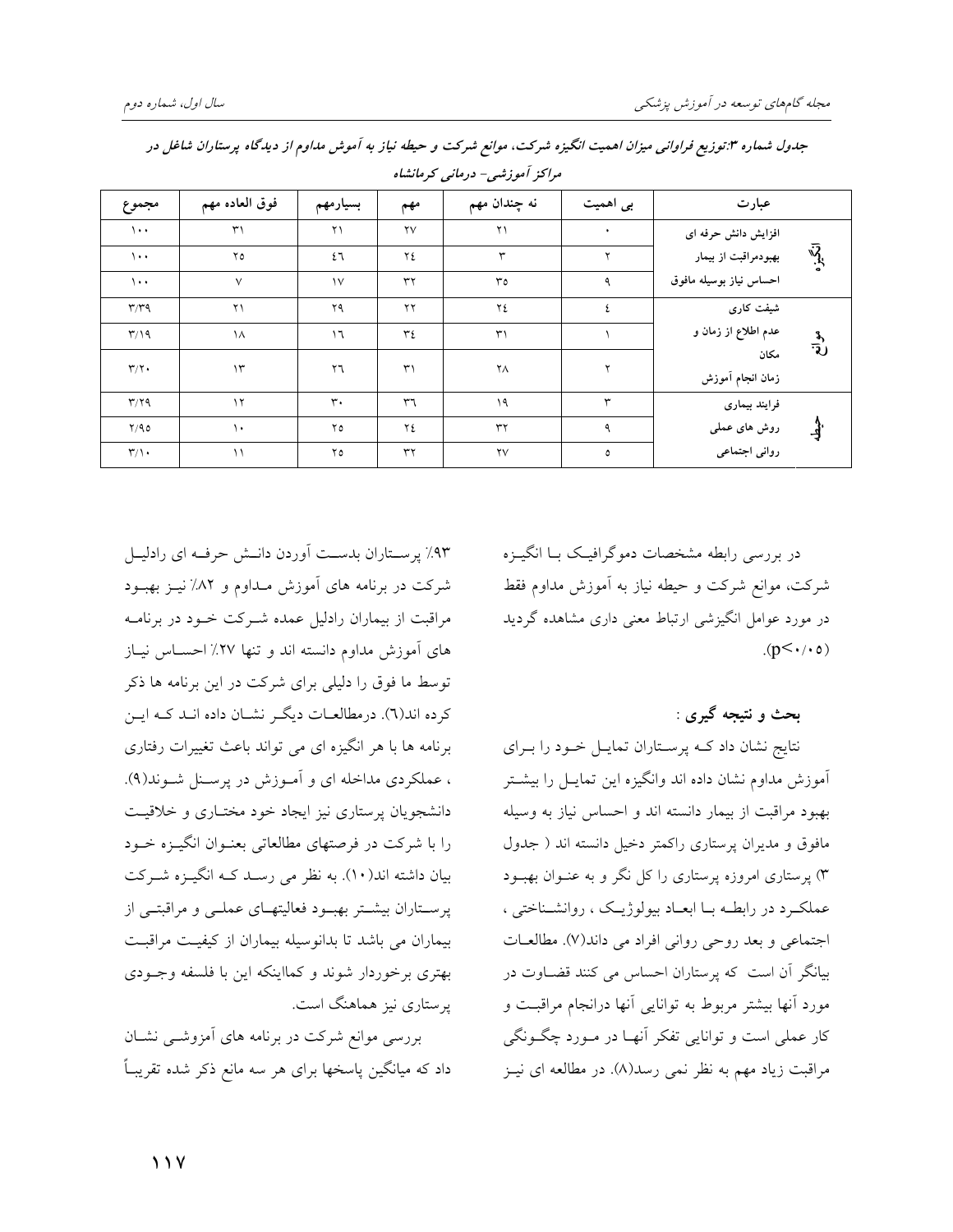**جدول شماره ۳: توزیع فراوانی میزان اهمیت انگیزه شرکت، موانع شرکت و حیطه نیاز به آموش مداوم از دیدگاه پرستاران شاغل در مراکز آموزشی- درمانی کرمانشاه**

| | عبارت | بی اهمیت | نه چندان مهم | مهم | بسیارمهم | فوق العاده مهم | مجموع |
|---|---|---|---|---|---|---|---|
| انگیزه | افزایش دانش حرفه ای | ۰ | ۲۱ | ۲۷ | ۲۱ | ۳۱ | ۱۰۰ |
| | بهبودمراقبت از بیمار | ۲ | ۳ | ۲٤ | ٤٦ | ۲۵ | ۱۰۰ |
| | احساس نیاز بوسیله مافوق | ۹ | ۳۵ | ۳۲ | ۱۷ | ۷ | ۱۰۰ |
| موانع | شیفت کاری | ٤ | ۲٤ | ۲۲ | ۲۹ | ۲۱ | ۳/۳۹ |
| | عدم اطلاع از زمان و مکان | ۱ | ۳۱ | ۳٤ | ۱٦ | ۱۸ | ۳/۱۹ |
| | زمان انجام آموزش | ۲ | ۲۸ | ۳۱ | ۲٦ | ۱۳ | ۳/۲۰ |
| حیطه | فرایند بیماری | ۳ | ۱۹ | ۳٦ | ۳۰ | ۱۲ | ۳/۲۹ |
| | روش های عملی | ۹ | ۳۲ | ۲٤ | ۲۵ | ۱۰ | ۲/۹۵ |
| | روانی اجتماعی | ۵ | ۲۷ | ۳۲ | ۲۵ | ۱۱ | ۳/۱۰ |

در بررسی رابطه مشخصات دموگرافیک با انگیزه شرکت، موانع شرکت و حیطه نیاز به آموزش مداوم فقط در مورد عوامل انگیزشی ارتباط معنی داری مشاهده گردید ($p<0/05$).

**بحث و نتیجه گیری :**

نتایج نشان داد که پرستاران تمایل خود را برای آموزش مداوم نشان داده اند وانگیزه این تمایل را بیشتر بهبود مراقبت از بیمار دانسته اند و احساس نیاز به وسیله مافوق و مدیران پرستاری راکمتر دخیل دانسته اند ( جدول ۳) پرستاری امروزه پرستاری را کل نگر و به عنوان بهبود عملکرد در رابطه با ابعاد بیولوژیک ، روانشناختی ، اجتماعی و بعد روحی روانی افراد می داند(۷). مطالعات بیانگر آن است که پرستاران احساس می کنند قضاوت در مورد آنها بیشتر مربوط به توانایی آنها درانجام مراقبت و کار عملی است و توانایی تفکر آنها در مورد چگونگی مراقبت زیاد مهم به نظر نمی رسد(۸). در مطالعه ای نیز ۹۳٪ پرستاران بدست آوردن دانش حرفه ای رادلیل شرکت در برنامه های آموزش مداوم و ۸۲٪ نیز بهبود مراقبت از بیماران رادلیل عمده شرکت خود در برنامه های آموزش مداوم دانسته اند و تنها ۲۷٪ احساس نیاز توسط ما فوق را دلیلی برای شرکت در این برنامه ها ذکر کرده اند(٦). درمطالعات دیگر نشان داده اند که این برنامه ها با هر انگیزه ای می تواند باعث تغییرات رفتاری ، عملکردی مداخله ای و آموزش در پرسنل شوند(۹). دانشجویان پرستاری نیز ایجاد خود مختاری و خلاقیت را با شرکت در فرصتهای مطالعاتی بعنوان انگیزه خود بیان داشته اند(۱۰). به نظر می رسد که انگیزه شرکت پرستاران بیشتر بهبود فعالیتهای عملی و مراقبتی از بیماران می باشد تا بدانوسیله بیماران از کیفیت مراقبت بهتری برخوردار شوند و کمااینکه این با فلسفه وجودی پرستاری نیز هماهنگ است.

بررسی موانع شرکت در برنامه های آمزوشی نشان داد که میانگین پاسخها برای هر سه مانع ذکر شده تقریباً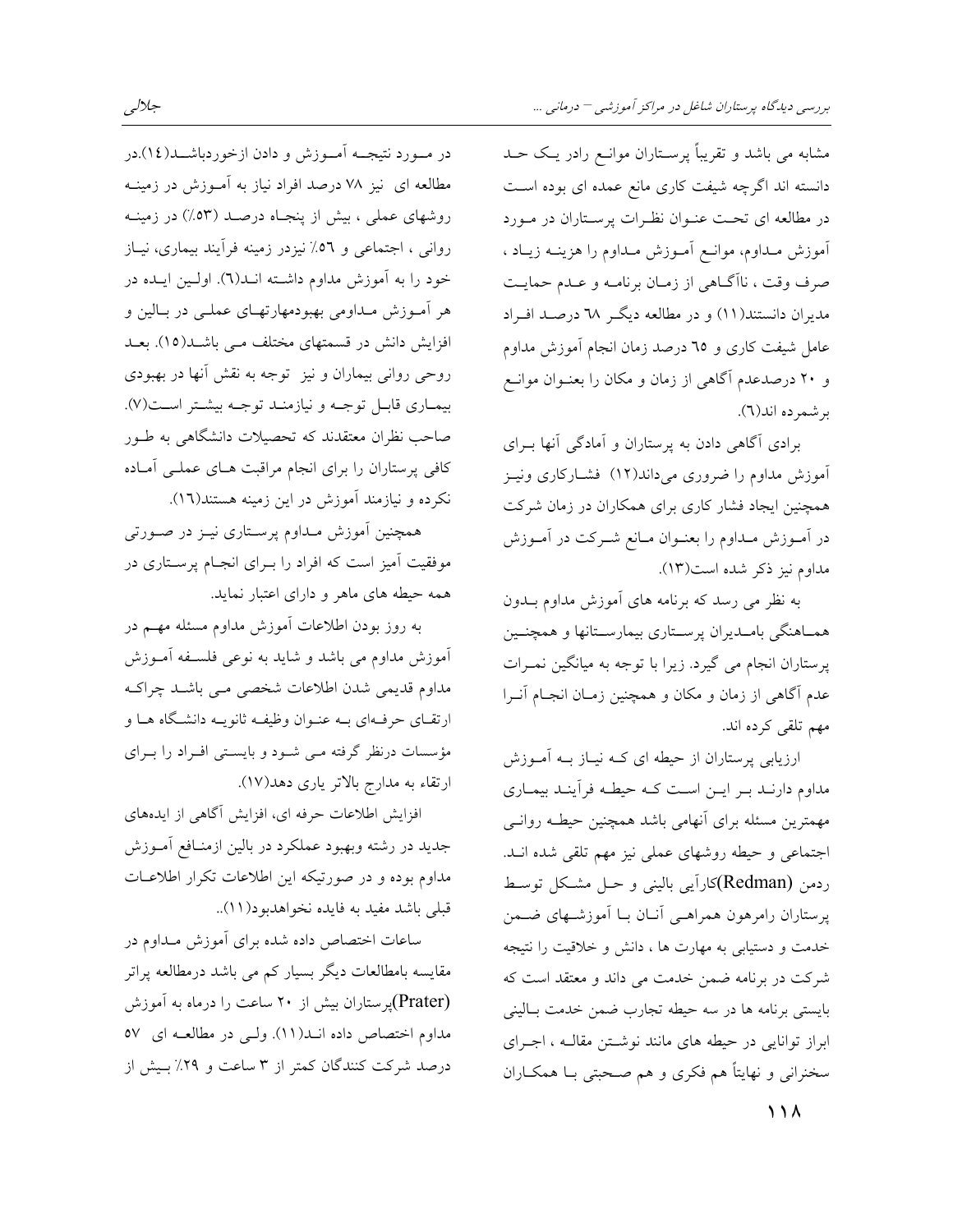مشابه می باشد و تقریباً پرستاران موانع رادر یک حد دانسته اند اگرچه شیفت کاری مانع عمده ای بوده است در مطالعه ای تحت عنوان نظرات پرستاران در مورد آموزش مداوم، موانع آموزش مداوم را هزینه زیاد ، صرف وقت ، ناآگاهی از زمان برنامه و عدم حمایت مدیران دانستند(۱۱) و در مطالعه دیگر ٦٨ درصد افراد عامل شیفت کاری و ٦٥ درصد زمان انجام آموزش مداوم و ۲۰ درصدعدم آگاهی از زمان و مکان را بعنوان موانع برشمرده اند(٦).

برادی آگاهی دادن به پرستاران و آمادگی آنها برای آموزش مداوم را ضروری می‌داند(۱۲) فشارکاری ونیز همچنین ایجاد فشار کاری برای همکاران در زمان شرکت در آموزش مداوم را بعنوان مانع شرکت در آموزش مداوم نیز ذکر شده است(۱۳).

به نظر می رسد که برنامه های آموزش مداوم بدون هماهنگی بامدیران پرستاری بیمارستانها و همچنین پرستاران انجام می گیرد. زیرا با توجه به میانگین نمرات عدم آگاهی از زمان و مکان و همچنین زمان انجام آنرا مهم تلقی کرده اند.

ارزیابی پرستاران از حیطه ای که نیاز به آموزش مداوم دارند بر این است که حیطه فرآیند بیماری مهمترین مسئله برای آنهامی باشد همچنین حیطه روانی اجتماعی و حیطه روشهای عملی نیز مهم تلقی شده اند. ردمن (Redman)کارآیی بالینی و حل مشکل توسط پرستاران رامرهون همراهی آنان با آموزشهای ضمن خدمت و دستیابی به مهارت ها ، دانش و خلاقیت را نتیجه شرکت در برنامه ضمن خدمت می داند و معتقد است که بایستی برنامه ها در سه حیطه تجارب ضمن خدمت بالینی ابراز توانایی در حیطه های مانند نوشتن مقاله ، اجرای سخنرانی و نهایتاً هم فکری و هم صحبتی با همکاران در مورد نتیجه آموزش و دادن ازخوردباشد(۱٤).در مطالعه ای نیز ۷۸ درصد افراد نیاز به آموزش در زمینه روشهای عملی ، بیش از پنجاه درصد (٥٣٪) در زمینه روانی ، اجتماعی و ٥٦٪ نیزدر زمینه فرآیند بیماری، نیاز خود را به آموزش مداوم داشته اند(٦). اولین ایده در هر آموزش مداومی بهبودمهارتهای عملی در بالین و افزایش دانش در قسمتهای مختلف می باشد(۱٥). بعد روحی روانی بیماران و نیز توجه به نقش آنها در بهبودی بیماری قابل توجه و نیازمند توجه بیشتر است(۷). صاحب نظران معتقدند که تحصیلات دانشگاهی به طور کافی پرستاران را برای انجام مراقبت های عملی آماده نکرده و نیازمند آموزش در این زمینه هستند(۱٦).

همچنین آموزش مداوم پرستاری نیز در صورتی موفقیت آمیز است که افراد را برای انجام پرستاری در همه حیطه های ماهر و دارای اعتبار نماید.

به روز بودن اطلاعات آموزش مداوم مسئله مهم در آموزش مداوم می باشد و شاید به نوعی فلسفه آموزش مداوم قدیمی شدن اطلاعات شخصی می باشد چراکه ارتقای حرفه‌ای به عنوان وظیفه ثانویه دانشگاه ها و مؤسسات درنظر گرفته می شود و بایستی افراد را برای ارتقاء به مدارج بالاتر یاری دهد(۱۷).

افزایش اطلاعات حرفه ای، افزایش آگاهی از ایده‌های جدید در رشته وبهبود عملکرد در بالین ازمنافع آموزش مداوم بوده و در صورتیکه این اطلاعات تکرار اطلاعات قبلی باشد مفید به فایده نخواهدبود(۱۱)..

ساعات اختصاص داده شده برای آموزش مداوم در مقایسه بامطالعات دیگر بسیار کم می باشد درمطالعه پراتر (Prater)پرستاران بیش از ۲۰ ساعت را درماه به آموزش مداوم اختصاص داده اند(۱۱). ولی در مطالعه ای ٥٧ درصد شرکت کنندگان کمتر از ۳ ساعت و ۲۹٪ بیش از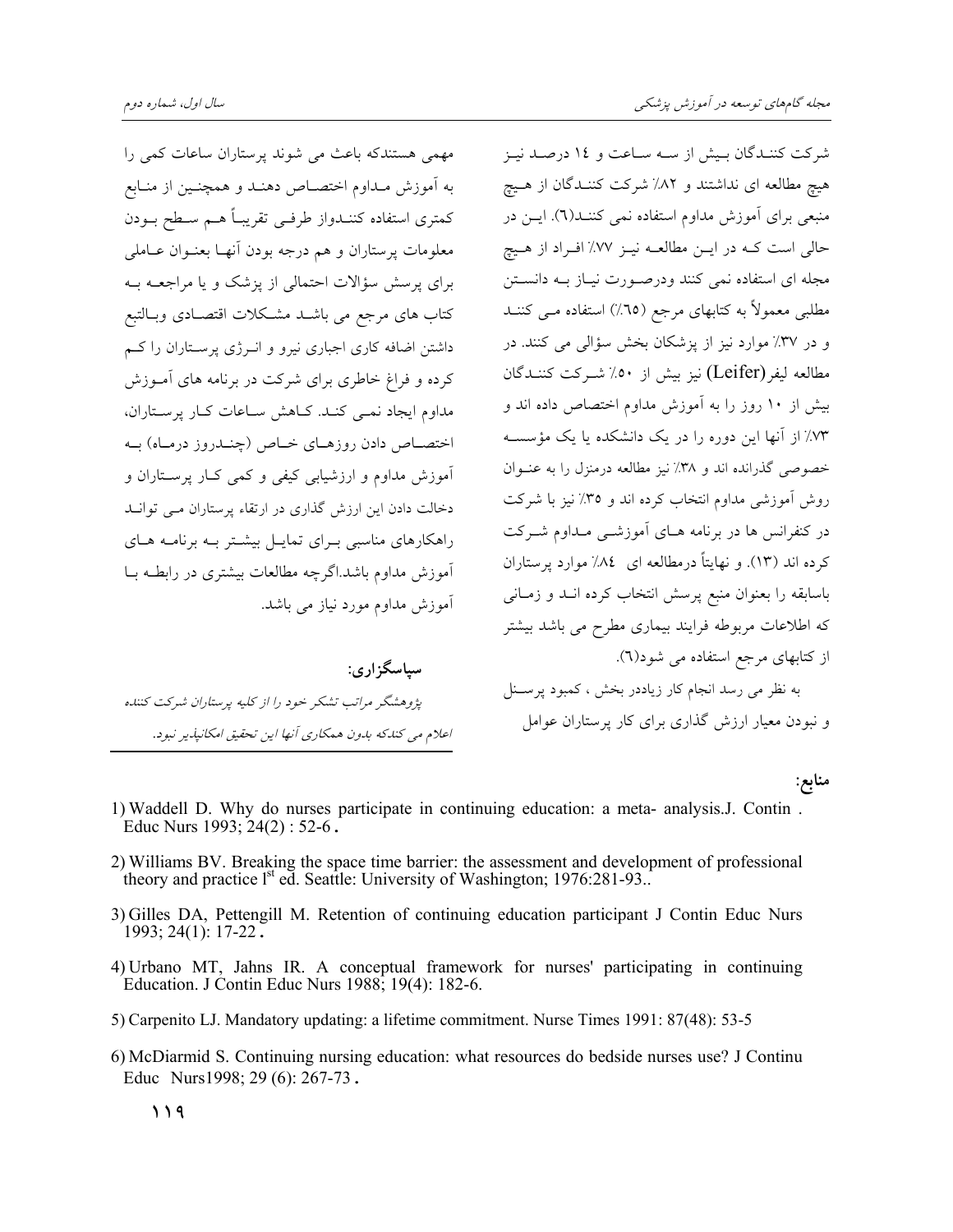شرکت کنندگان بیش از سه ساعت و ١٤ درصد نیز هیچ مطالعه ای نداشتند و ٨٢٪ شرکت کنندگان از هیچ منبعی برای آموزش مداوم استفاده نمی کنند(٦). این در حالی است که در این مطالعه نیز ٧٧٪ افراد از هیچ مجله ای استفاده نمی کنند ودرصورت نیاز به دانستن مطلبی معمولاً به کتابهای مرجع (٦٥٪) استفاده می کنند و در ٣٧٪ موارد نیز از پزشکان بخش سؤالی می کنند. در مطالعه لیفر(Leifer) نیز بیش از ٥٠٪ شرکت کنندگان بیش از ١٠ روز را به آموزش مداوم اختصاص داده اند و ٧٣٪ از آنها این دوره را در یک دانشکده یا یک مؤسسه خصوصی گذرانده اند و ٣٨٪ نیز مطالعه درمنزل را به عنوان روش آموزشی مداوم انتخاب کرده اند و ٣٥٪ نیز با شرکت در کنفرانس ها در برنامه های آموزشی مداوم شرکت کرده اند (١٣). و نهایتاً درمطالعه ای ٨٤٪ موارد پرستاران باسابقه را بعنوان منبع پرسش انتخاب کرده اند و زمانی که اطلاعات مربوطه فرایند بیماری مطرح می باشد بیشتر از کتابهای مرجع استفاده می شود(٦).

به نظر می رسد انجام کار زیاددر بخش ، کمبود پرسنل و نبودن معیار ارزش گذاری برای کار پرستاران عوامل مهمی هستندکه باعث می شوند پرستاران ساعات کمی را به آموزش مداوم اختصاص دهند و همچنین از منابع کمتری استفاده کنندواز طرفی تقریباً هم سطح بودن معلومات پرستاران و هم درجه بودن آنها بعنوان عاملی برای پرسش سؤالات احتمالی از پزشک و یا مراجعه به کتاب های مرجع می باشد مشکلات اقتصادی وبالتبع داشتن اضافه کاری اجباری نیرو و انرژی پرستاران را کم کرده و فراغ خاطری برای شرکت در برنامه های آموزش مداوم ایجاد نمی کند. کاهش ساعات کار پرستاران، اختصاص دادن روزهای خاص (چندروز درماه) به آموزش مداوم و ارزشیابی کیفی و کمی کار پرستاران و دخالت دادن این ارزش گذاری در ارتقاء پرستاران می تواند راهکارهای مناسبی برای تمایل بیشتر به برنامه های آموزش مداوم باشد.اگرچه مطالعات بیشتری در رابطه با آموزش مداوم مورد نیاز می باشد.

**سپاسگزاری:**

*پژوهشگر مراتب تشکر خود را از کلیه پرستاران شرکت کننده اعلام می کندکه بدون همکاری آنها این تحقیق امکانپذیر نبود.*

**منابع:**

1) Waddell D. Why do nurses participate in continuing education: a meta- analysis.J. Contin . Educ Nurs 1993; 24(2) : 52-6.

2) Williams BV. Breaking the space time barrier: the assessment and development of professional theory and practice 1st ed. Seattle: University of Washington; 1976:281-93..

3) Gilles DA, Pettengill M. Retention of continuing education participant J Contin Educ Nurs 1993; 24(1): 17-22.

4) Urbano MT, Jahns IR. A conceptual framework for nurses' participating in continuing Education. J Contin Educ Nurs 1988; 19(4): 182-6.

5) Carpenito LJ. Mandatory updating: a lifetime commitment. Nurse Times 1991: 87(48): 53-5

6) McDiarmid S. Continuing nursing education: what resources do bedside nurses use? J Continu Educ Nurs1998; 29 (6): 267-73.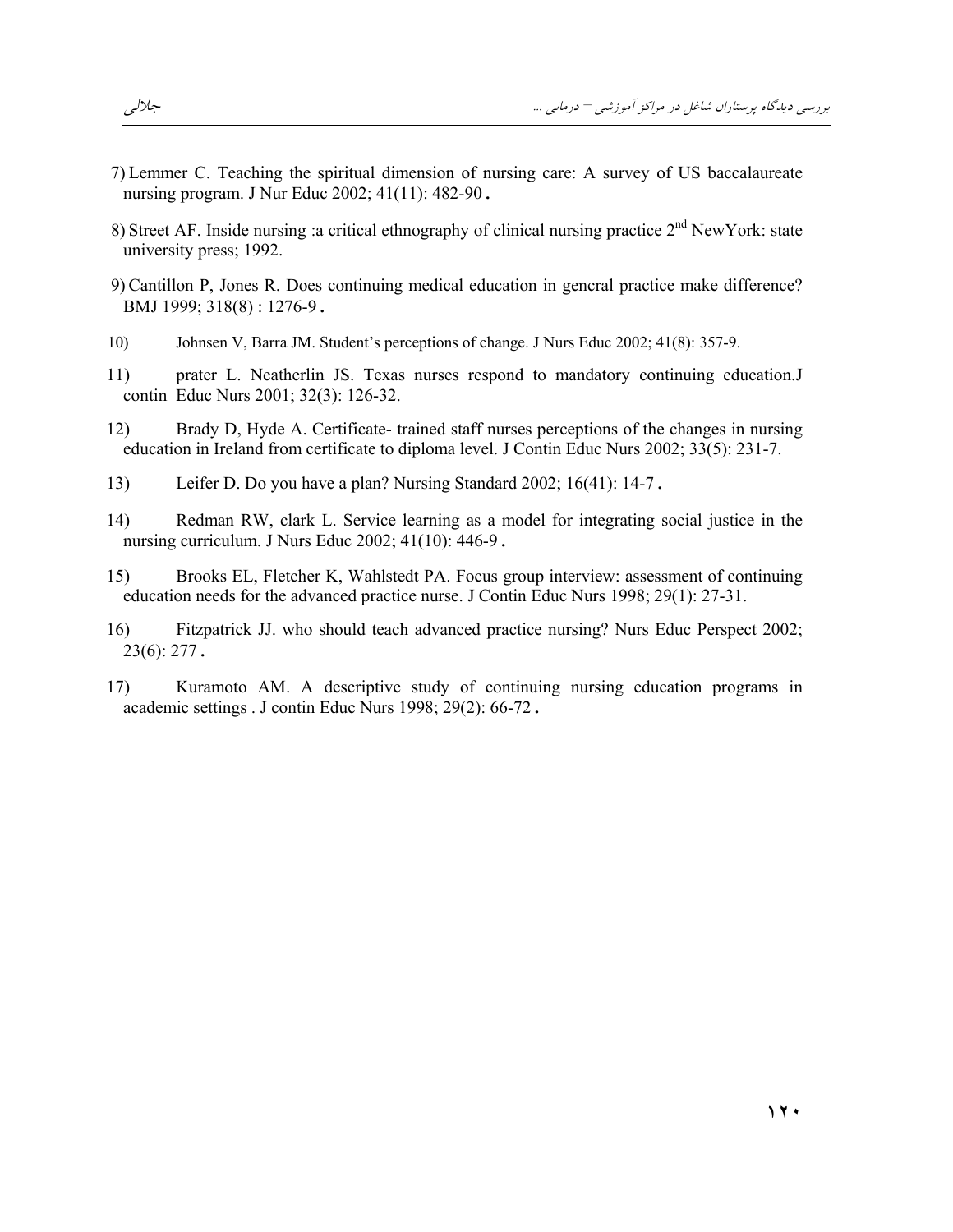7) Lemmer C. Teaching the spiritual dimension of nursing care: A survey of US baccalaureate nursing program. J Nur Educ 2002; 41(11): 482-90.

8) Street AF. Inside nursing :a critical ethnography of clinical nursing practice 2nd NewYork: state university press; 1992.

9) Cantillon P, Jones R. Does continuing medical education in gencral practice make difference? BMJ 1999; 318(8) : 1276-9.

10) Johnsen V, Barra JM. Student's perceptions of change. J Nurs Educ 2002; 41(8): 357-9.

11) prater L. Neatherlin JS. Texas nurses respond to mandatory continuing education.J contin Educ Nurs 2001; 32(3): 126-32.

12) Brady D, Hyde A. Certificate- trained staff nurses perceptions of the changes in nursing education in Ireland from certificate to diploma level. J Contin Educ Nurs 2002; 33(5): 231-7.

13) Leifer D. Do you have a plan? Nursing Standard 2002; 16(41): 14-7.

14) Redman RW, clark L. Service learning as a model for integrating social justice in the nursing curriculum. J Nurs Educ 2002; 41(10): 446-9.

15) Brooks EL, Fletcher K, Wahlstedt PA. Focus group interview: assessment of continuing education needs for the advanced practice nurse. J Contin Educ Nurs 1998; 29(1): 27-31.

16) Fitzpatrick JJ. who should teach advanced practice nursing? Nurs Educ Perspect 2002; 23(6): 277.

17) Kuramoto AM. A descriptive study of continuing nursing education programs in academic settings . J contin Educ Nurs 1998; 29(2): 66-72.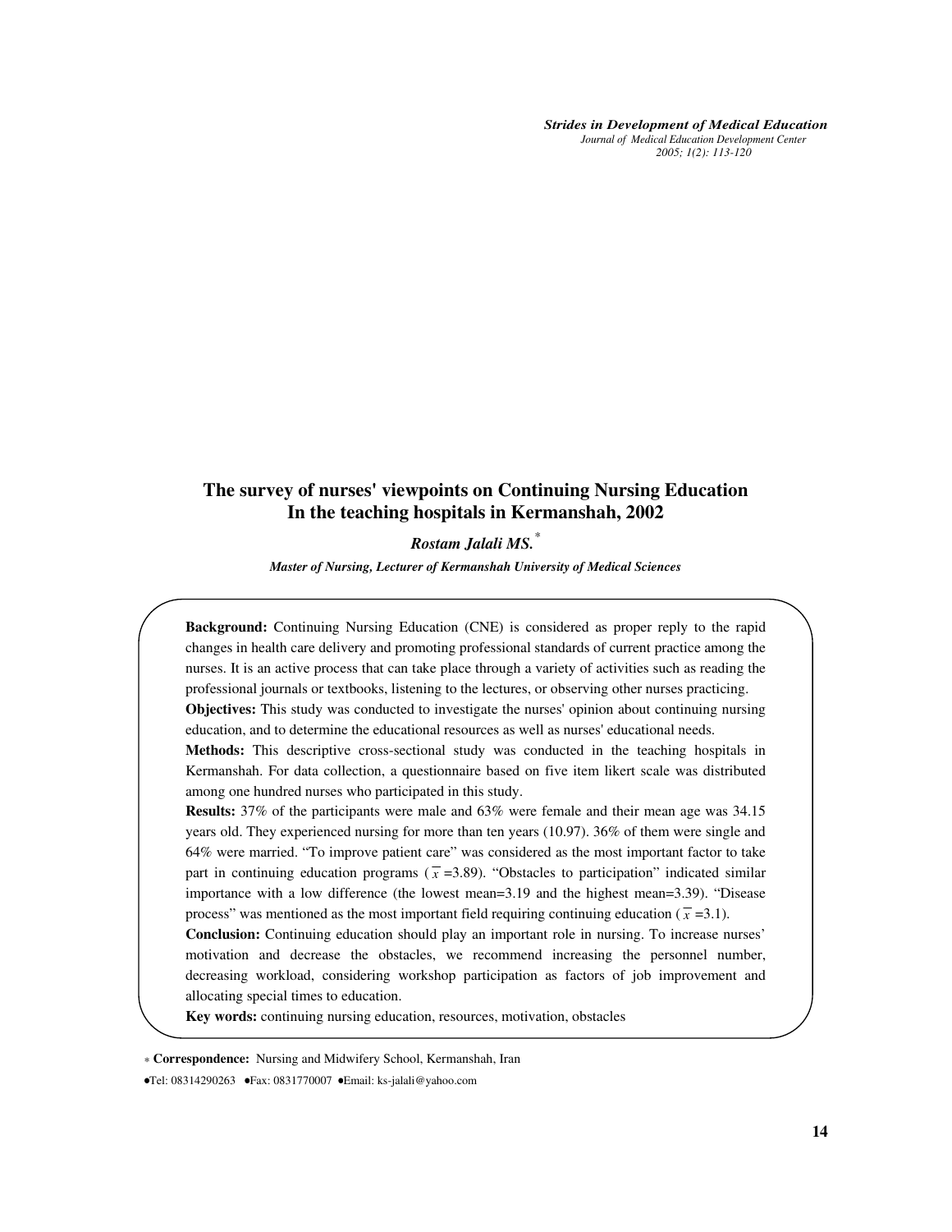# The survey of nurses' viewpoints on Continuing Nursing Education In the teaching hospitals in Kermanshah, 2002

***Rostam Jalali MS.*** *

***Master of Nursing, Lecturer of Kermanshah University of Medical Sciences***

**Background:** Continuing Nursing Education (CNE) is considered as proper reply to the rapid changes in health care delivery and promoting professional standards of current practice among the nurses. It is an active process that can take place through a variety of activities such as reading the professional journals or textbooks, listening to the lectures, or observing other nurses practicing.

**Objectives:** This study was conducted to investigate the nurses' opinion about continuing nursing education, and to determine the educational resources as well as nurses' educational needs.

**Methods:** This descriptive cross-sectional study was conducted in the teaching hospitals in Kermanshah. For data collection, a questionnaire based on five item likert scale was distributed among one hundred nurses who participated in this study.

**Results:** 37% of the participants were male and 63% were female and their mean age was 34.15 years old. They experienced nursing for more than ten years (10.97). 36% of them were single and 64% were married. "To improve patient care" was considered as the most important factor to take part in continuing education programs ($\bar{x}$ =3.89). "Obstacles to participation" indicated similar importance with a low difference (the lowest mean=3.19 and the highest mean=3.39). "Disease process" was mentioned as the most important field requiring continuing education ($\bar{x}$ =3.1).

**Conclusion:** Continuing education should play an important role in nursing. To increase nurses' motivation and decrease the obstacles, we recommend increasing the personnel number, decreasing workload, considering workshop participation as factors of job improvement and allocating special times to education.

**Key words:** continuing nursing education, resources, motivation, obstacles

* **Correspondence:** Nursing and Midwifery School, Kermanshah, Iran

•Tel: 08314290263 •Fax: 0831770007 •Email: ks-jalali@yahoo.com